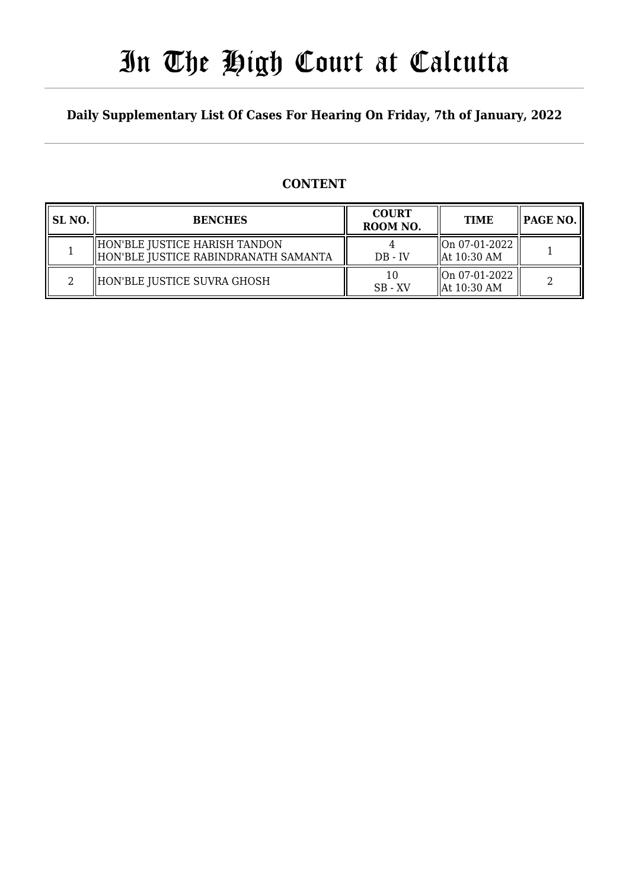# In The High Court at Calcutta

## Daily Supplementary List Of Cases For Hearing On Friday, 7th of January, 2022

### CONTENT

| SL NO. | BENCHES | COURT ROOM NO. | TIME | PAGE NO. |
|---|---|---|---|---|
| 1 | HON'BLE JUSTICE HARISH TANDON<br>HON'BLE JUSTICE RABINDRANATH SAMANTA | 4<br>DB - IV | On 07-01-2022<br>At 10:30 AM | 1 |
| 2 | HON'BLE JUSTICE SUVRA GHOSH | 10<br>SB - XV | On 07-01-2022<br>At 10:30 AM | 2 |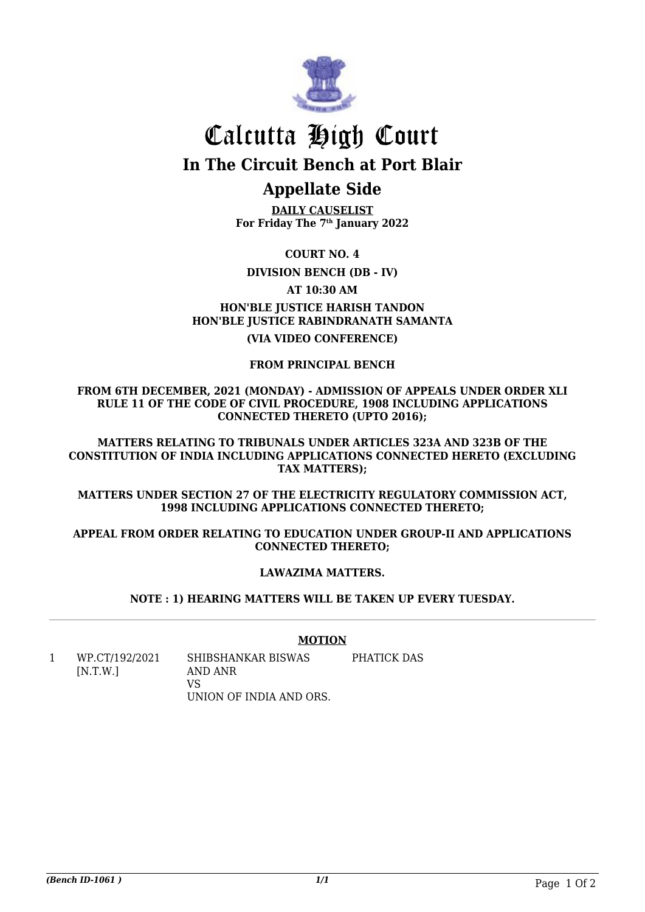# Calcutta High Court

## In The Circuit Bench at Port Blair

## Appellate Side

**DAILY CAUSELIST**
**For Friday The 7th January 2022**

**COURT NO. 4**

**DIVISION BENCH (DB - IV)**

**AT 10:30 AM**

**HON'BLE JUSTICE HARISH TANDON**
**HON'BLE JUSTICE RABINDRANATH SAMANTA**

**(VIA VIDEO CONFERENCE)**

**FROM PRINCIPAL BENCH**

**FROM 6TH DECEMBER, 2021 (MONDAY) - ADMISSION OF APPEALS UNDER ORDER XLI RULE 11 OF THE CODE OF CIVIL PROCEDURE, 1908 INCLUDING APPLICATIONS CONNECTED THERETO (UPTO 2016);**

**MATTERS RELATING TO TRIBUNALS UNDER ARTICLES 323A AND 323B OF THE CONSTITUTION OF INDIA INCLUDING APPLICATIONS CONNECTED HERETO (EXCLUDING TAX MATTERS);**

**MATTERS UNDER SECTION 27 OF THE ELECTRICITY REGULATORY COMMISSION ACT, 1998 INCLUDING APPLICATIONS CONNECTED THERETO;**

**APPEAL FROM ORDER RELATING TO EDUCATION UNDER GROUP-II AND APPLICATIONS CONNECTED THERETO;**

**LAWAZIMA MATTERS.**

**NOTE : 1) HEARING MATTERS WILL BE TAKEN UP EVERY TUESDAY.**

---

**MOTION**

| | | | |
|---|---|---|---|
| 1 | WP.CT/192/2021 [N.T.W.] | SHIBSHANKAR BISWAS AND ANR VS UNION OF INDIA AND ORS. | PHATICK DAS |

*(Bench ID-1061 )* 1/1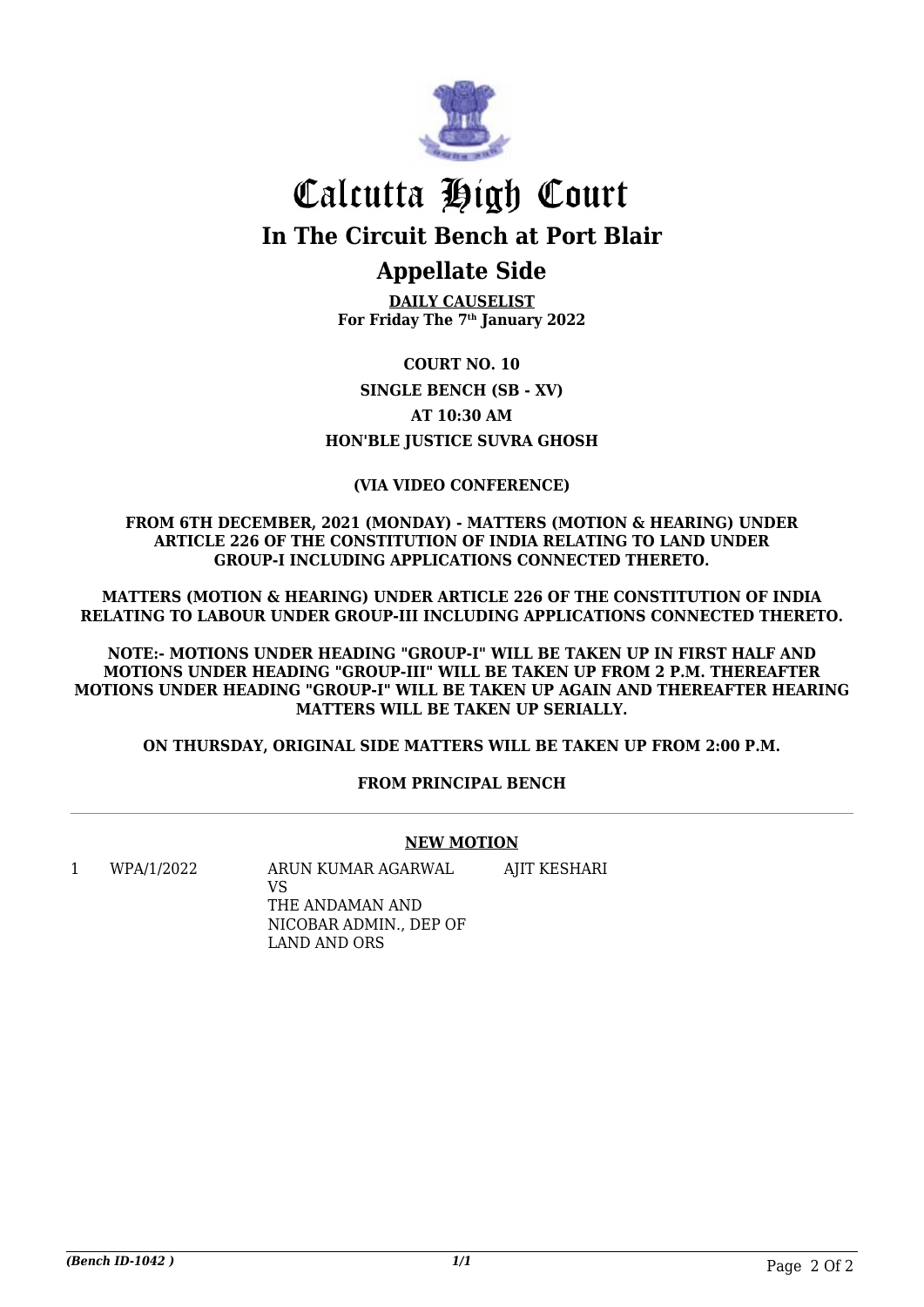# Calcutta High Court

## In The Circuit Bench at Port Blair

## Appellate Side

**DAILY CAUSELIST**
**For Friday The 7th January 2022**

**COURT NO. 10**

**SINGLE BENCH (SB - XV)**

**AT 10:30 AM**

**HON'BLE JUSTICE SUVRA GHOSH**

**(VIA VIDEO CONFERENCE)**

**FROM 6TH DECEMBER, 2021 (MONDAY) - MATTERS (MOTION & HEARING) UNDER ARTICLE 226 OF THE CONSTITUTION OF INDIA RELATING TO LAND UNDER GROUP-I INCLUDING APPLICATIONS CONNECTED THERETO.**

**MATTERS (MOTION & HEARING) UNDER ARTICLE 226 OF THE CONSTITUTION OF INDIA RELATING TO LABOUR UNDER GROUP-III INCLUDING APPLICATIONS CONNECTED THERETO.**

**NOTE:- MOTIONS UNDER HEADING "GROUP-I" WILL BE TAKEN UP IN FIRST HALF AND MOTIONS UNDER HEADING "GROUP-III" WILL BE TAKEN UP FROM 2 P.M. THEREAFTER MOTIONS UNDER HEADING "GROUP-I" WILL BE TAKEN UP AGAIN AND THEREAFTER HEARING MATTERS WILL BE TAKEN UP SERIALLY.**

**ON THURSDAY, ORIGINAL SIDE MATTERS WILL BE TAKEN UP FROM 2:00 P.M.**

**FROM PRINCIPAL BENCH**

**NEW MOTION**

| | | | |
|---|---|---|---|
| 1 | WPA/1/2022 | ARUN KUMAR AGARWAL<br>VS<br>THE ANDAMAN AND NICOBAR ADMIN., DEP OF LAND AND ORS | AJIT KESHARI |

*(Bench ID-1042 )* 1/1